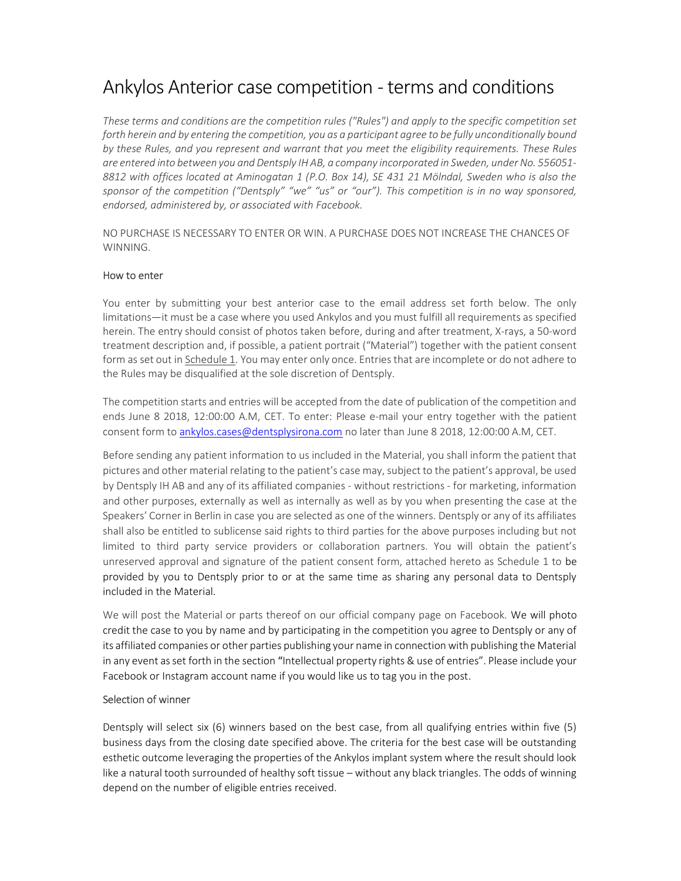# Ankylos Anterior case competition - terms and conditions

*These terms and conditions are the competition rules ("Rules") and apply to the specific competition set forth herein and by entering the competition, you as a participant agree to be fully unconditionally bound by these Rules, and you represent and warrant that you meet the eligibility requirements. These Rules are entered into between you and Dentsply IH AB, a company incorporated in Sweden, under No. 556051-8812 with offices located at Aminogatan 1 (P.O. Box 14), SE 431 21 Mölndal, Sweden who is also the sponsor of the competition ("Dentsply" "we" "us" or "our"). This competition is in no way sponsored, endorsed, administered by, or associated with Facebook.*

NO PURCHASE IS NECESSARY TO ENTER OR WIN. A PURCHASE DOES NOT INCREASE THE CHANCES OF WINNING.

## How to enter

You enter by submitting your best anterior case to the email address set forth below. The only limitations—it must be a case where you used Ankylos and you must fulfill all requirements as specified herein. The entry should consist of photos taken before, during and after treatment, X-rays, a 50-word treatment description and, if possible, a patient portrait ("Material") together with the patient consent form as set out in Schedule 1. You may enter only once. Entries that are incomplete or do not adhere to the Rules may be disqualified at the sole discretion of Dentsply.

The competition starts and entries will be accepted from the date of publication of the competition and ends June 8 2018, 12:00:00 A.M, CET. To enter: Please e-mail your entry together with the patient consent form to ankylos.cases@dentsplysirona.com no later than June 8 2018, 12:00:00 A.M, CET.

Before sending any patient information to us included in the Material, you shall inform the patient that pictures and other material relating to the patient's case may, subject to the patient's approval, be used by Dentsply IH AB and any of its affiliated companies - without restrictions - for marketing, information and other purposes, externally as well as internally as well as by you when presenting the case at the Speakers' Corner in Berlin in case you are selected as one of the winners. Dentsply or any of its affiliates shall also be entitled to sublicense said rights to third parties for the above purposes including but not limited to third party service providers or collaboration partners. You will obtain the patient's unreserved approval and signature of the patient consent form, attached hereto as Schedule 1 to be provided by you to Dentsply prior to or at the same time as sharing any personal data to Dentsply included in the Material.

We will post the Material or parts thereof on our official company page on Facebook. We will photo credit the case to you by name and by participating in the competition you agree to Dentsply or any of its affiliated companies or other parties publishing your name in connection with publishing the Material in any event as set forth in the section "Intellectual property rights & use of entries". Please include your Facebook or Instagram account name if you would like us to tag you in the post.

## Selection of winner

Dentsply will select six (6) winners based on the best case, from all qualifying entries within five (5) business days from the closing date specified above. The criteria for the best case will be outstanding esthetic outcome leveraging the properties of the Ankylos implant system where the result should look like a natural tooth surrounded of healthy soft tissue – without any black triangles. The odds of winning depend on the number of eligible entries received.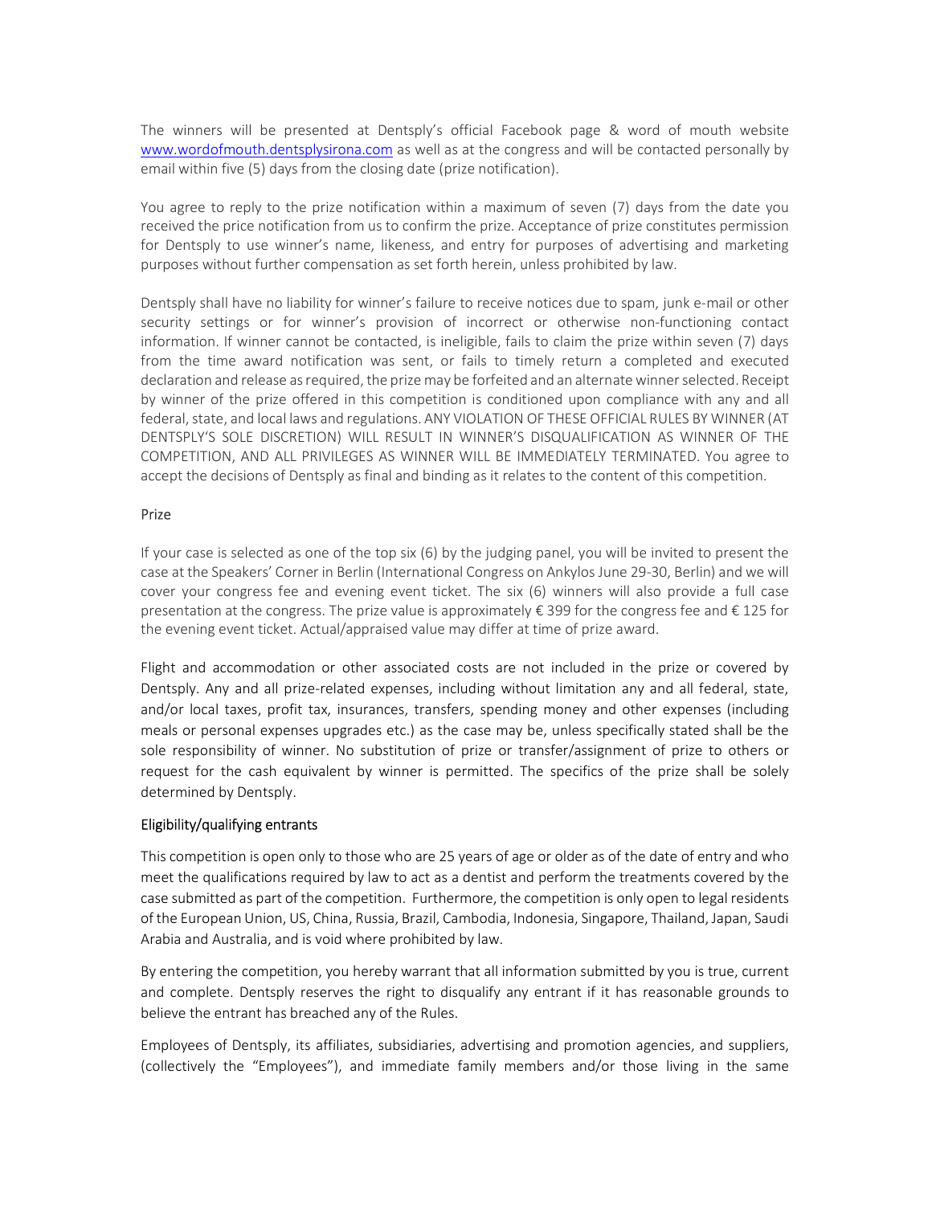The winners will be presented at Dentsply's official Facebook page & word of mouth website [www.wordofmouth.dentsplysirona.com](www.wordofmouth.dentsplysirona.com) as well as at the congress and will be contacted personally by email within five (5) days from the closing date (prize notification).

You agree to reply to the prize notification within a maximum of seven (7) days from the date you received the price notification from us to confirm the prize. Acceptance of prize constitutes permission for Dentsply to use winner's name, likeness, and entry for purposes of advertising and marketing purposes without further compensation as set forth herein, unless prohibited by law.

Dentsply shall have no liability for winner's failure to receive notices due to spam, junk e-mail or other security settings or for winner's provision of incorrect or otherwise non-functioning contact information. If winner cannot be contacted, is ineligible, fails to claim the prize within seven (7) days from the time award notification was sent, or fails to timely return a completed and executed declaration and release as required, the prize may be forfeited and an alternate winner selected. Receipt by winner of the prize offered in this competition is conditioned upon compliance with any and all federal, state, and local laws and regulations. ANY VIOLATION OF THESE OFFICIAL RULES BY WINNER (AT DENTSPLY'S SOLE DISCRETION) WILL RESULT IN WINNER'S DISQUALIFICATION AS WINNER OF THE COMPETITION, AND ALL PRIVILEGES AS WINNER WILL BE IMMEDIATELY TERMINATED. You agree to accept the decisions of Dentsply as final and binding as it relates to the content of this competition.

## Prize

If your case is selected as one of the top six (6) by the judging panel, you will be invited to present the case at the Speakers' Corner in Berlin (International Congress on Ankylos June 29-30, Berlin) and we will cover your congress fee and evening event ticket. The six (6) winners will also provide a full case presentation at the congress. The prize value is approximately € 399 for the congress fee and € 125 for the evening event ticket. Actual/appraised value may differ at time of prize award.

Flight and accommodation or other associated costs are not included in the prize or covered by Dentsply. Any and all prize-related expenses, including without limitation any and all federal, state, and/or local taxes, profit tax, insurances, transfers, spending money and other expenses (including meals or personal expenses upgrades etc.) as the case may be, unless specifically stated shall be the sole responsibility of winner. No substitution of prize or transfer/assignment of prize to others or request for the cash equivalent by winner is permitted. The specifics of the prize shall be solely determined by Dentsply.

## Eligibility/qualifying entrants

This competition is open only to those who are 25 years of age or older as of the date of entry and who meet the qualifications required by law to act as a dentist and perform the treatments covered by the case submitted as part of the competition. Furthermore, the competition is only open to legal residents of the European Union, US, China, Russia, Brazil, Cambodia, Indonesia, Singapore, Thailand, Japan, Saudi Arabia and Australia, and is void where prohibited by law.

By entering the competition, you hereby warrant that all information submitted by you is true, current and complete. Dentsply reserves the right to disqualify any entrant if it has reasonable grounds to believe the entrant has breached any of the Rules.

Employees of Dentsply, its affiliates, subsidiaries, advertising and promotion agencies, and suppliers, (collectively the "Employees"), and immediate family members and/or those living in the same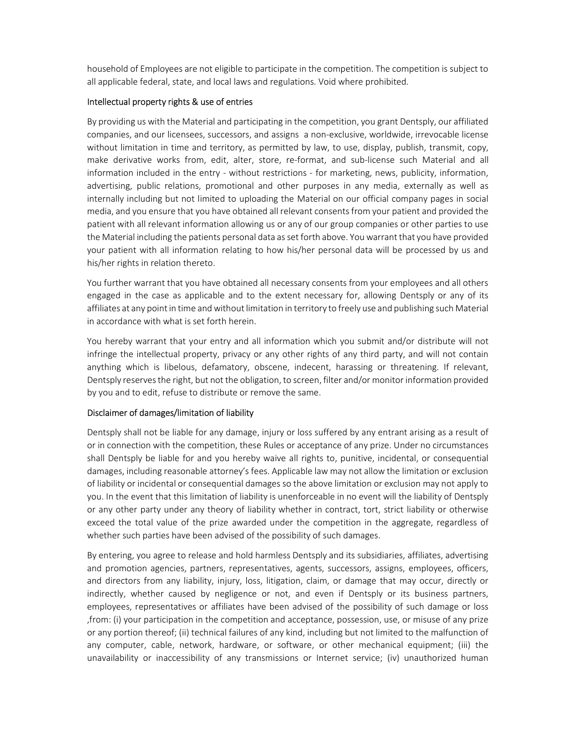household of Employees are not eligible to participate in the competition. The competition is subject to all applicable federal, state, and local laws and regulations. Void where prohibited.

## Intellectual property rights & use of entries

By providing us with the Material and participating in the competition, you grant Dentsply, our affiliated companies, and our licensees, successors, and assigns a non-exclusive, worldwide, irrevocable license without limitation in time and territory, as permitted by law, to use, display, publish, transmit, copy, make derivative works from, edit, alter, store, re-format, and sub-license such Material and all information included in the entry - without restrictions - for marketing, news, publicity, information, advertising, public relations, promotional and other purposes in any media, externally as well as internally including but not limited to uploading the Material on our official company pages in social media, and you ensure that you have obtained all relevant consents from your patient and provided the patient with all relevant information allowing us or any of our group companies or other parties to use the Material including the patients personal data as set forth above. You warrant that you have provided your patient with all information relating to how his/her personal data will be processed by us and his/her rights in relation thereto.

You further warrant that you have obtained all necessary consents from your employees and all others engaged in the case as applicable and to the extent necessary for, allowing Dentsply or any of its affiliates at any point in time and without limitation in territory to freely use and publishing such Material in accordance with what is set forth herein.

You hereby warrant that your entry and all information which you submit and/or distribute will not infringe the intellectual property, privacy or any other rights of any third party, and will not contain anything which is libelous, defamatory, obscene, indecent, harassing or threatening. If relevant, Dentsply reserves the right, but not the obligation, to screen, filter and/or monitor information provided by you and to edit, refuse to distribute or remove the same.

## Disclaimer of damages/limitation of liability

Dentsply shall not be liable for any damage, injury or loss suffered by any entrant arising as a result of or in connection with the competition, these Rules or acceptance of any prize. Under no circumstances shall Dentsply be liable for and you hereby waive all rights to, punitive, incidental, or consequential damages, including reasonable attorney's fees. Applicable law may not allow the limitation or exclusion of liability or incidental or consequential damages so the above limitation or exclusion may not apply to you. In the event that this limitation of liability is unenforceable in no event will the liability of Dentsply or any other party under any theory of liability whether in contract, tort, strict liability or otherwise exceed the total value of the prize awarded under the competition in the aggregate, regardless of whether such parties have been advised of the possibility of such damages.

By entering, you agree to release and hold harmless Dentsply and its subsidiaries, affiliates, advertising and promotion agencies, partners, representatives, agents, successors, assigns, employees, officers, and directors from any liability, injury, loss, litigation, claim, or damage that may occur, directly or indirectly, whether caused by negligence or not, and even if Dentsply or its business partners, employees, representatives or affiliates have been advised of the possibility of such damage or loss ,from: (i) your participation in the competition and acceptance, possession, use, or misuse of any prize or any portion thereof; (ii) technical failures of any kind, including but not limited to the malfunction of any computer, cable, network, hardware, or software, or other mechanical equipment; (iii) the unavailability or inaccessibility of any transmissions or Internet service; (iv) unauthorized human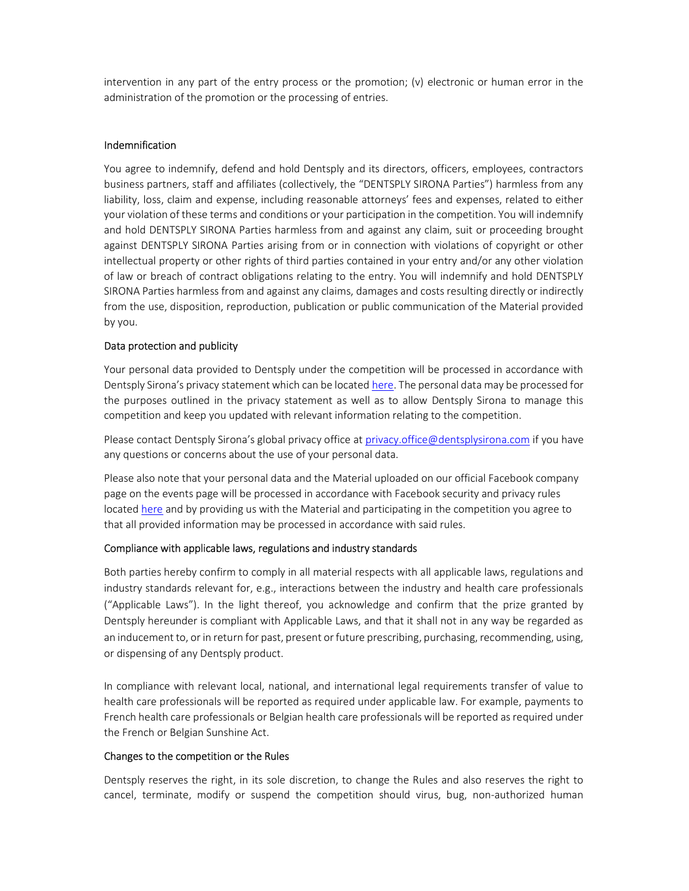intervention in any part of the entry process or the promotion; (v) electronic or human error in the administration of the promotion or the processing of entries.

## Indemnification

You agree to indemnify, defend and hold Dentsply and its directors, officers, employees, contractors business partners, staff and affiliates (collectively, the "DENTSPLY SIRONA Parties") harmless from any liability, loss, claim and expense, including reasonable attorneys' fees and expenses, related to either your violation of these terms and conditions or your participation in the competition. You will indemnify and hold DENTSPLY SIRONA Parties harmless from and against any claim, suit or proceeding brought against DENTSPLY SIRONA Parties arising from or in connection with violations of copyright or other intellectual property or other rights of third parties contained in your entry and/or any other violation of law or breach of contract obligations relating to the entry. You will indemnify and hold DENTSPLY SIRONA Parties harmless from and against any claims, damages and costs resulting directly or indirectly from the use, disposition, reproduction, publication or public communication of the Material provided by you.

## Data protection and publicity

Your personal data provided to Dentsply under the competition will be processed in accordance with Dentsply Sirona's privacy statement which can be located here. The personal data may be processed for the purposes outlined in the privacy statement as well as to allow Dentsply Sirona to manage this competition and keep you updated with relevant information relating to the competition.

Please contact Dentsply Sirona's global privacy office at privacy.office@dentsplysirona.com if you have any questions or concerns about the use of your personal data.

Please also note that your personal data and the Material uploaded on our official Facebook company page on the events page will be processed in accordance with Facebook security and privacy rules located here and by providing us with the Material and participating in the competition you agree to that all provided information may be processed in accordance with said rules.

## Compliance with applicable laws, regulations and industry standards

Both parties hereby confirm to comply in all material respects with all applicable laws, regulations and industry standards relevant for, e.g., interactions between the industry and health care professionals ("Applicable Laws"). In the light thereof, you acknowledge and confirm that the prize granted by Dentsply hereunder is compliant with Applicable Laws, and that it shall not in any way be regarded as an inducement to, or in return for past, present or future prescribing, purchasing, recommending, using, or dispensing of any Dentsply product.

In compliance with relevant local, national, and international legal requirements transfer of value to health care professionals will be reported as required under applicable law. For example, payments to French health care professionals or Belgian health care professionals will be reported as required under the French or Belgian Sunshine Act.

## Changes to the competition or the Rules

Dentsply reserves the right, in its sole discretion, to change the Rules and also reserves the right to cancel, terminate, modify or suspend the competition should virus, bug, non-authorized human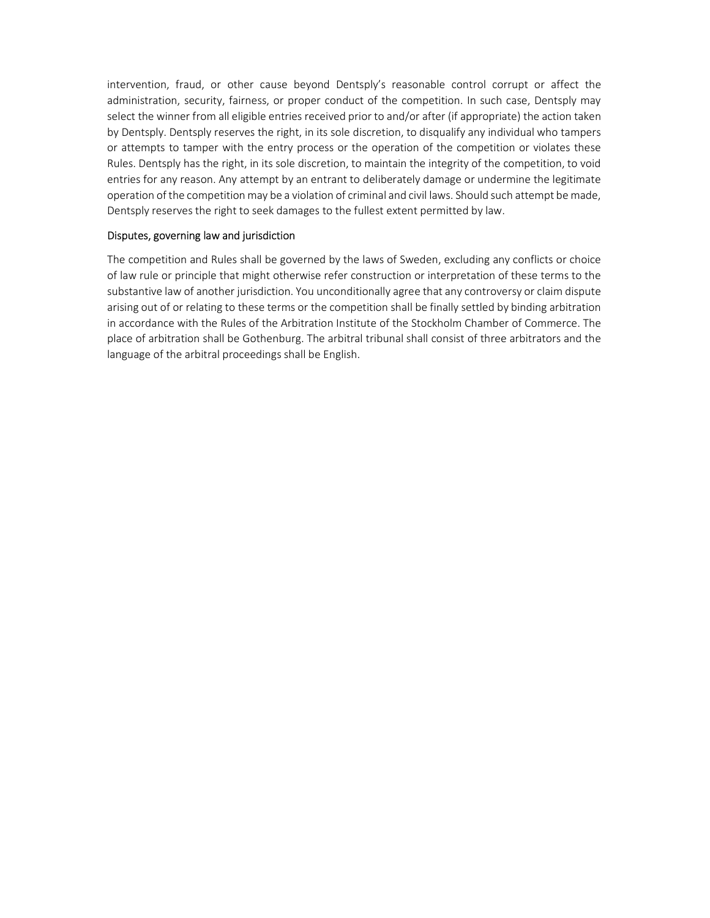intervention, fraud, or other cause beyond Dentsply's reasonable control corrupt or affect the administration, security, fairness, or proper conduct of the competition. In such case, Dentsply may select the winner from all eligible entries received prior to and/or after (if appropriate) the action taken by Dentsply. Dentsply reserves the right, in its sole discretion, to disqualify any individual who tampers or attempts to tamper with the entry process or the operation of the competition or violates these Rules. Dentsply has the right, in its sole discretion, to maintain the integrity of the competition, to void entries for any reason. Any attempt by an entrant to deliberately damage or undermine the legitimate operation of the competition may be a violation of criminal and civil laws. Should such attempt be made, Dentsply reserves the right to seek damages to the fullest extent permitted by law.

### Disputes, governing law and jurisdiction

The competition and Rules shall be governed by the laws of Sweden, excluding any conflicts or choice of law rule or principle that might otherwise refer construction or interpretation of these terms to the substantive law of another jurisdiction. You unconditionally agree that any controversy or claim dispute arising out of or relating to these terms or the competition shall be finally settled by binding arbitration in accordance with the Rules of the Arbitration Institute of the Stockholm Chamber of Commerce. The place of arbitration shall be Gothenburg. The arbitral tribunal shall consist of three arbitrators and the language of the arbitral proceedings shall be English.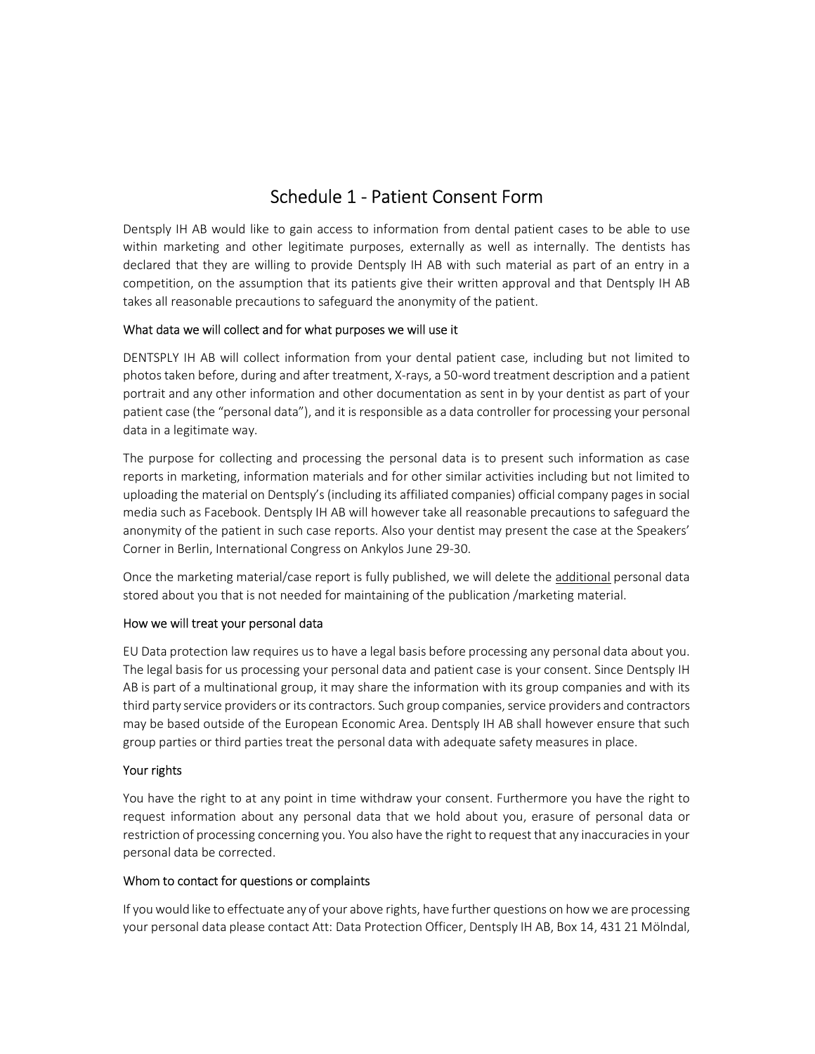# Schedule 1 - Patient Consent Form

Dentsply IH AB would like to gain access to information from dental patient cases to be able to use within marketing and other legitimate purposes, externally as well as internally. The dentists has declared that they are willing to provide Dentsply IH AB with such material as part of an entry in a competition, on the assumption that its patients give their written approval and that Dentsply IH AB takes all reasonable precautions to safeguard the anonymity of the patient.

### What data we will collect and for what purposes we will use it

DENTSPLY IH AB will collect information from your dental patient case, including but not limited to photos taken before, during and after treatment, X-rays, a 50-word treatment description and a patient portrait and any other information and other documentation as sent in by your dentist as part of your patient case (the "personal data"), and it is responsible as a data controller for processing your personal data in a legitimate way.

The purpose for collecting and processing the personal data is to present such information as case reports in marketing, information materials and for other similar activities including but not limited to uploading the material on Dentsply's (including its affiliated companies) official company pages in social media such as Facebook. Dentsply IH AB will however take all reasonable precautions to safeguard the anonymity of the patient in such case reports. Also your dentist may present the case at the Speakers' Corner in Berlin, International Congress on Ankylos June 29-30.

Once the marketing material/case report is fully published, we will delete the additional personal data stored about you that is not needed for maintaining of the publication /marketing material.

### How we will treat your personal data

EU Data protection law requires us to have a legal basis before processing any personal data about you. The legal basis for us processing your personal data and patient case is your consent. Since Dentsply IH AB is part of a multinational group, it may share the information with its group companies and with its third party service providers or its contractors. Such group companies, service providers and contractors may be based outside of the European Economic Area. Dentsply IH AB shall however ensure that such group parties or third parties treat the personal data with adequate safety measures in place.

### Your rights

You have the right to at any point in time withdraw your consent. Furthermore you have the right to request information about any personal data that we hold about you, erasure of personal data or restriction of processing concerning you. You also have the right to request that any inaccuracies in your personal data be corrected.

### Whom to contact for questions or complaints

If you would like to effectuate any of your above rights, have further questions on how we are processing your personal data please contact Att: Data Protection Officer, Dentsply IH AB, Box 14, 431 21 Mölndal,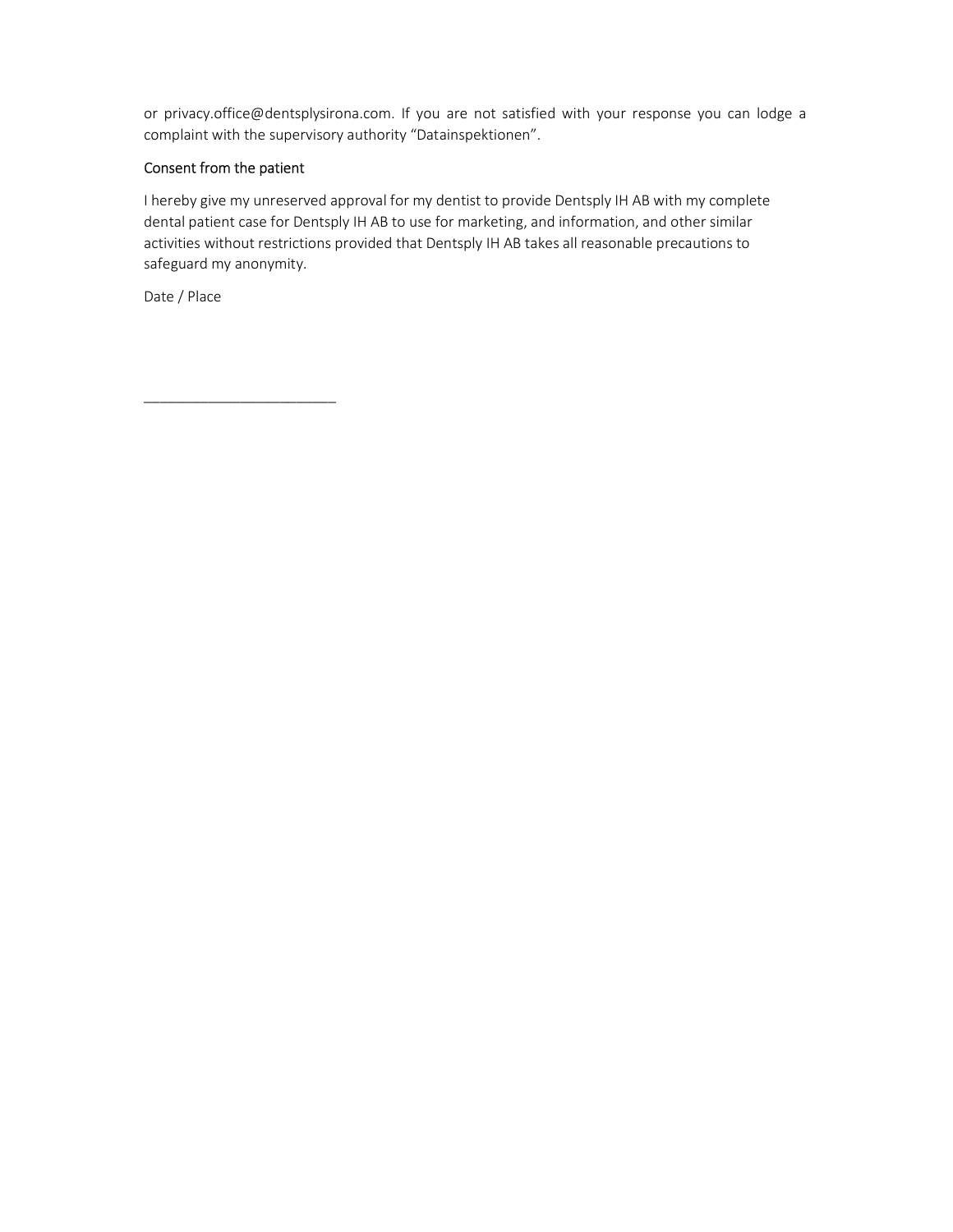or privacy.office@dentsplysirona.com. If you are not satisfied with your response you can lodge a complaint with the supervisory authority "Datainspektionen".

## Consent from the patient

I hereby give my unreserved approval for my dentist to provide Dentsply IH AB with my complete dental patient case for Dentsply IH AB to use for marketing, and information, and other similar activities without restrictions provided that Dentsply IH AB takes all reasonable precautions to safeguard my anonymity.

Date / Place

\_\_\_\_\_\_\_\_\_\_\_\_\_\_\_\_\_\_\_\_\_\_\_\_\_